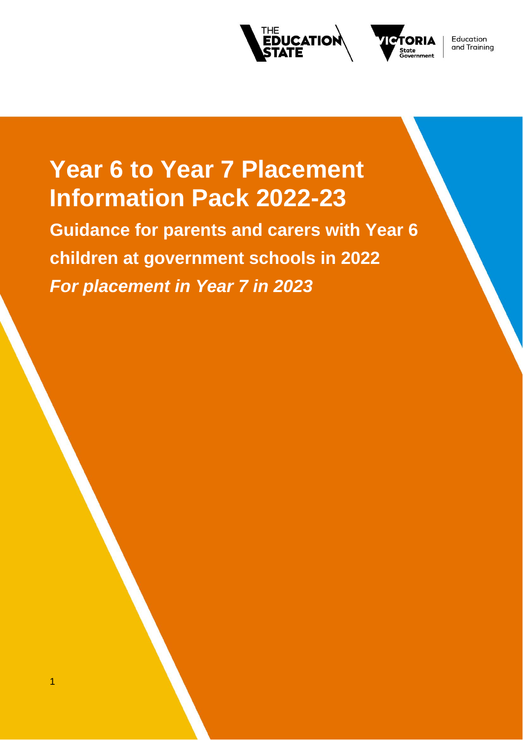# Year 6 to Year 7 Placement Information Pack 2022-23

**Guidance for parents and carers with Year 6 children at government schools in 2022**

***For placement in Year 7 in 2023***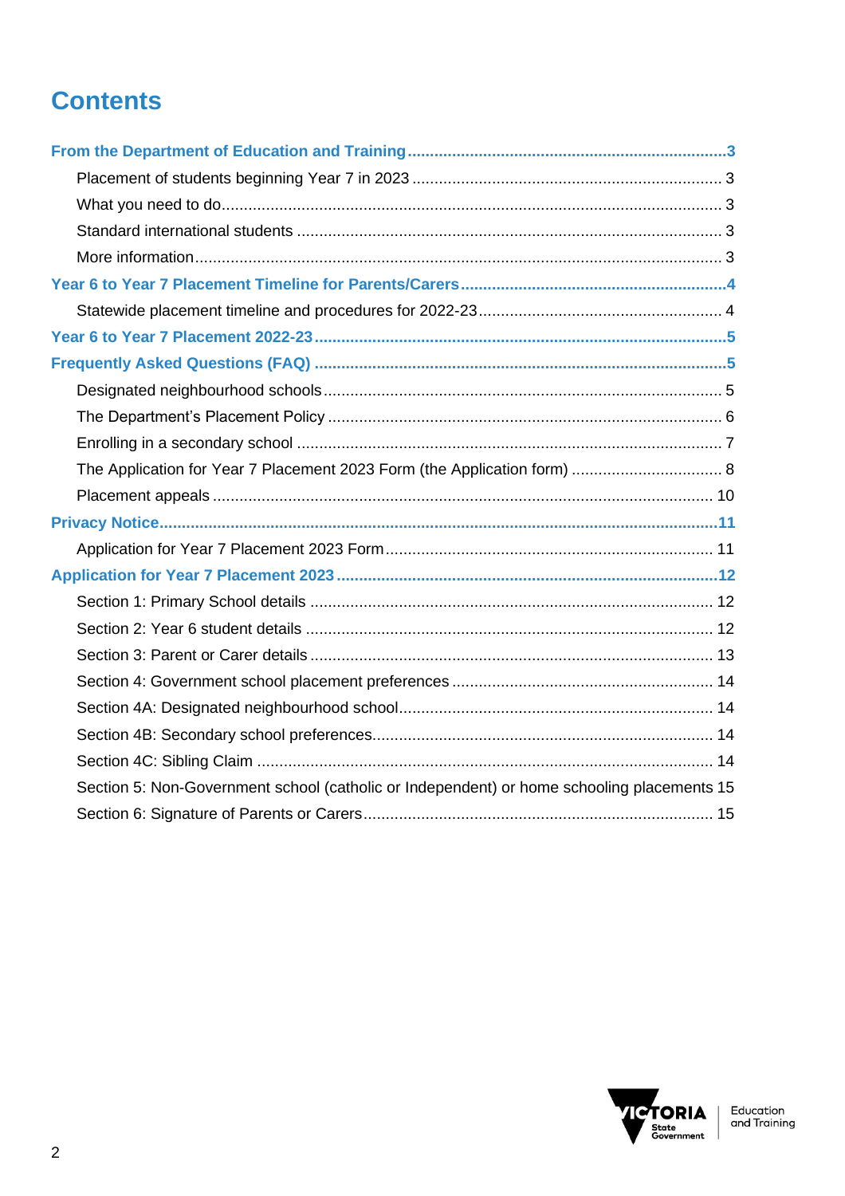# Contents

**From the Department of Education and Training** ........ 3

- Placement of students beginning Year 7 in 2023 ........ 3
- What you need to do ........ 3
- Standard international students ........ 3
- More information ........ 3

**Year 6 to Year 7 Placement Timeline for Parents/Carers** ........ 4

- Statewide placement timeline and procedures for 2022-23 ........ 4

**Year 6 to Year 7 Placement 2022-23** ........ 5

**Frequently Asked Questions (FAQ)** ........ 5

- Designated neighbourhood schools ........ 5
- The Department's Placement Policy ........ 6
- Enrolling in a secondary school ........ 7
- The Application for Year 7 Placement 2023 Form (the Application form) ........ 8
- Placement appeals ........ 10

**Privacy Notice** ........ 11

- Application for Year 7 Placement 2023 Form ........ 11

**Application for Year 7 Placement 2023** ........ 12

- Section 1: Primary School details ........ 12
- Section 2: Year 6 student details ........ 12
- Section 3: Parent or Carer details ........ 13
- Section 4: Government school placement preferences ........ 14
- Section 4A: Designated neighbourhood school ........ 14
- Section 4B: Secondary school preferences ........ 14
- Section 4C: Sibling Claim ........ 14
- Section 5: Non-Government school (catholic or Independent) or home schooling placements 15
- Section 6: Signature of Parents or Carers ........ 15

VICTORIA State Government | Education and Training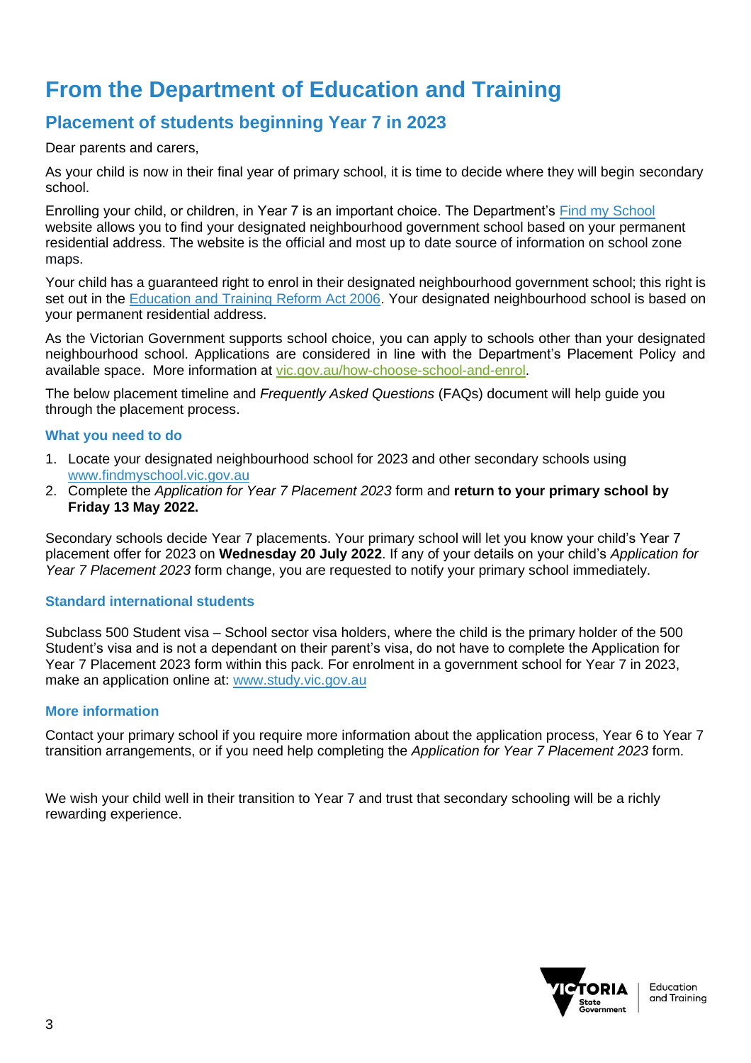# From the Department of Education and Training

## Placement of students beginning Year 7 in 2023

Dear parents and carers,

As your child is now in their final year of primary school, it is time to decide where they will begin secondary school.

Enrolling your child, or children, in Year 7 is an important choice. The Department's Find my School website allows you to find your designated neighbourhood government school based on your permanent residential address. The website is the official and most up to date source of information on school zone maps.

Your child has a guaranteed right to enrol in their designated neighbourhood government school; this right is set out in the Education and Training Reform Act 2006. Your designated neighbourhood school is based on your permanent residential address.

As the Victorian Government supports school choice, you can apply to schools other than your designated neighbourhood school. Applications are considered in line with the Department's Placement Policy and available space. More information at vic.gov.au/how-choose-school-and-enrol.

The below placement timeline and *Frequently Asked Questions* (FAQs) document will help guide you through the placement process.

### What you need to do

1. Locate your designated neighbourhood school for 2023 and other secondary schools using www.findmyschool.vic.gov.au
2. Complete the *Application for Year 7 Placement 2023* form and **return to your primary school by Friday 13 May 2022.**

Secondary schools decide Year 7 placements. Your primary school will let you know your child's Year 7 placement offer for 2023 on **Wednesday 20 July 2022**. If any of your details on your child's *Application for Year 7 Placement 2023* form change, you are requested to notify your primary school immediately.

### Standard international students

Subclass 500 Student visa – School sector visa holders, where the child is the primary holder of the 500 Student's visa and is not a dependant on their parent's visa, do not have to complete the Application for Year 7 Placement 2023 form within this pack. For enrolment in a government school for Year 7 in 2023, make an application online at: www.study.vic.gov.au

### More information

Contact your primary school if you require more information about the application process, Year 6 to Year 7 transition arrangements, or if you need help completing the *Application for Year 7 Placement 2023* form.

We wish your child well in their transition to Year 7 and trust that secondary schooling will be a richly rewarding experience.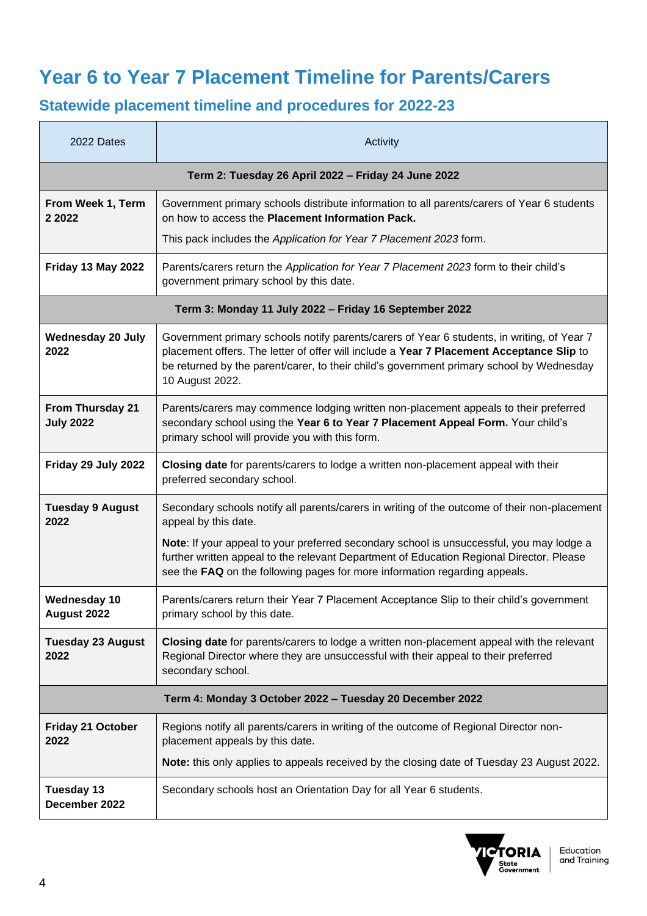# Year 6 to Year 7 Placement Timeline for Parents/Carers

## Statewide placement timeline and procedures for 2022-23

| 2022 Dates | Activity |
|---|---|
| **Term 2: Tuesday 26 April 2022 – Friday 24 June 2022** | |
| **From Week 1, Term 2 2022** | Government primary schools distribute information to all parents/carers of Year 6 students on how to access the **Placement Information Pack.** This pack includes the *Application for Year 7 Placement 2023* form. |
| **Friday 13 May 2022** | Parents/carers return the *Application for Year 7 Placement 2023* form to their child's government primary school by this date. |
| **Term 3: Monday 11 July 2022 – Friday 16 September 2022** | |
| **Wednesday 20 July 2022** | Government primary schools notify parents/carers of Year 6 students, in writing, of Year 7 placement offers. The letter of offer will include a **Year 7 Placement Acceptance Slip** to be returned by the parent/carer, to their child's government primary school by Wednesday 10 August 2022. |
| **From Thursday 21 July 2022** | Parents/carers may commence lodging written non-placement appeals to their preferred secondary school using the **Year 6 to Year 7 Placement Appeal Form.** Your child's primary school will provide you with this form. |
| **Friday 29 July 2022** | **Closing date** for parents/carers to lodge a written non-placement appeal with their preferred secondary school. |
| **Tuesday 9 August 2022** | Secondary schools notify all parents/carers in writing of the outcome of their non-placement appeal by this date. **Note**: If your appeal to your preferred secondary school is unsuccessful, you may lodge a further written appeal to the relevant Department of Education Regional Director. Please see the **FAQ** on the following pages for more information regarding appeals. |
| **Wednesday 10 August 2022** | Parents/carers return their Year 7 Placement Acceptance Slip to their child's government primary school by this date. |
| **Tuesday 23 August 2022** | **Closing date** for parents/carers to lodge a written non-placement appeal with the relevant Regional Director where they are unsuccessful with their appeal to their preferred secondary school. |
| **Term 4: Monday 3 October 2022 – Tuesday 20 December 2022** | |
| **Friday 21 October 2022** | Regions notify all parents/carers in writing of the outcome of Regional Director non-placement appeals by this date. **Note:** this only applies to appeals received by the closing date of Tuesday 23 August 2022. |
| **Tuesday 13 December 2022** | Secondary schools host an Orientation Day for all Year 6 students. |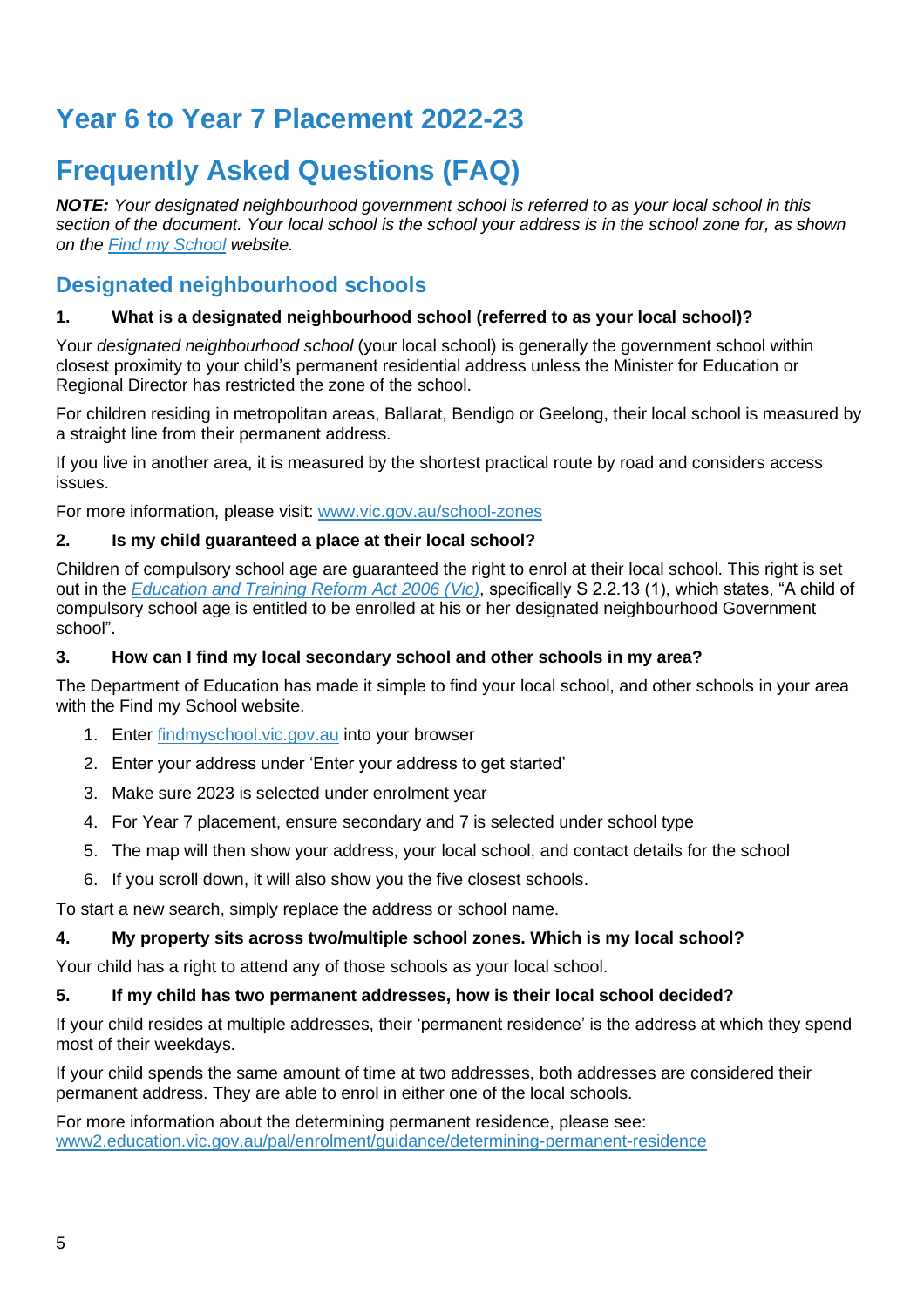# Year 6 to Year 7 Placement 2022-23

# Frequently Asked Questions (FAQ)

***NOTE:** Your designated neighbourhood government school is referred to as your local school in this section of the document. Your local school is the school your address is in the school zone for, as shown on the [Find my School](findmyschool.vic.gov.au) website.*

## Designated neighbourhood schools

### 1. What is a designated neighbourhood school (referred to as your local school)?

Your *designated neighbourhood school* (your local school) is generally the government school within closest proximity to your child's permanent residential address unless the Minister for Education or Regional Director has restricted the zone of the school.

For children residing in metropolitan areas, Ballarat, Bendigo or Geelong, their local school is measured by a straight line from their permanent address.

If you live in another area, it is measured by the shortest practical route by road and considers access issues.

For more information, please visit: [www.vic.gov.au/school-zones](www.vic.gov.au/school-zones)

### 2. Is my child guaranteed a place at their local school?

Children of compulsory school age are guaranteed the right to enrol at their local school. This right is set out in the *Education and Training Reform Act 2006 (Vic)*, specifically S 2.2.13 (1), which states, "A child of compulsory school age is entitled to be enrolled at his or her designated neighbourhood Government school".

### 3. How can I find my local secondary school and other schools in my area?

The Department of Education has made it simple to find your local school, and other schools in your area with the Find my School website.

1. Enter [findmyschool.vic.gov.au](findmyschool.vic.gov.au) into your browser
2. Enter your address under 'Enter your address to get started'
3. Make sure 2023 is selected under enrolment year
4. For Year 7 placement, ensure secondary and 7 is selected under school type
5. The map will then show your address, your local school, and contact details for the school
6. If you scroll down, it will also show you the five closest schools.

To start a new search, simply replace the address or school name.

### 4. My property sits across two/multiple school zones. Which is my local school?

Your child has a right to attend any of those schools as your local school.

### 5. If my child has two permanent addresses, how is their local school decided?

If your child resides at multiple addresses, their 'permanent residence' is the address at which they spend most of their weekdays.

If your child spends the same amount of time at two addresses, both addresses are considered their permanent address. They are able to enrol in either one of the local schools.

For more information about the determining permanent residence, please see: [www2.education.vic.gov.au/pal/enrolment/guidance/determining-permanent-residence](www2.education.vic.gov.au/pal/enrolment/guidance/determining-permanent-residence)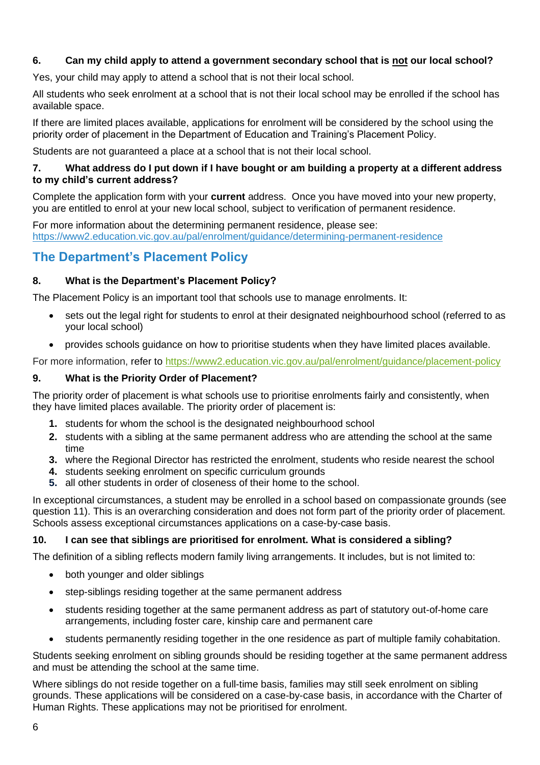### 6. Can my child apply to attend a government secondary school that is <u>not</u> our local school?

Yes, your child may apply to attend a school that is not their local school.

All students who seek enrolment at a school that is not their local school may be enrolled if the school has available space.

If there are limited places available, applications for enrolment will be considered by the school using the priority order of placement in the Department of Education and Training's Placement Policy.

Students are not guaranteed a place at a school that is not their local school.

### 7. What address do I put down if I have bought or am building a property at a different address to my child's current address?

Complete the application form with your **current** address. Once you have moved into your new property, you are entitled to enrol at your new local school, subject to verification of permanent residence.

For more information about the determining permanent residence, please see: https://www2.education.vic.gov.au/pal/enrolment/guidance/determining-permanent-residence

## The Department's Placement Policy

### 8. What is the Department's Placement Policy?

The Placement Policy is an important tool that schools use to manage enrolments. It:

- sets out the legal right for students to enrol at their designated neighbourhood school (referred to as your local school)
- provides schools guidance on how to prioritise students when they have limited places available.

For more information, refer to https://www2.education.vic.gov.au/pal/enrolment/guidance/placement-policy

### 9. What is the Priority Order of Placement?

The priority order of placement is what schools use to prioritise enrolments fairly and consistently, when they have limited places available. The priority order of placement is:

1. students for whom the school is the designated neighbourhood school
2. students with a sibling at the same permanent address who are attending the school at the same time
3. where the Regional Director has restricted the enrolment, students who reside nearest the school
4. students seeking enrolment on specific curriculum grounds
5. all other students in order of closeness of their home to the school.

In exceptional circumstances, a student may be enrolled in a school based on compassionate grounds (see question 11). This is an overarching consideration and does not form part of the priority order of placement. Schools assess exceptional circumstances applications on a case-by-case basis.

### 10. I can see that siblings are prioritised for enrolment. What is considered a sibling?

The definition of a sibling reflects modern family living arrangements. It includes, but is not limited to:

- both younger and older siblings
- step-siblings residing together at the same permanent address
- students residing together at the same permanent address as part of statutory out-of-home care arrangements, including foster care, kinship care and permanent care
- students permanently residing together in the one residence as part of multiple family cohabitation.

Students seeking enrolment on sibling grounds should be residing together at the same permanent address and must be attending the school at the same time.

Where siblings do not reside together on a full-time basis, families may still seek enrolment on sibling grounds. These applications will be considered on a case-by-case basis, in accordance with the Charter of Human Rights. These applications may not be prioritised for enrolment.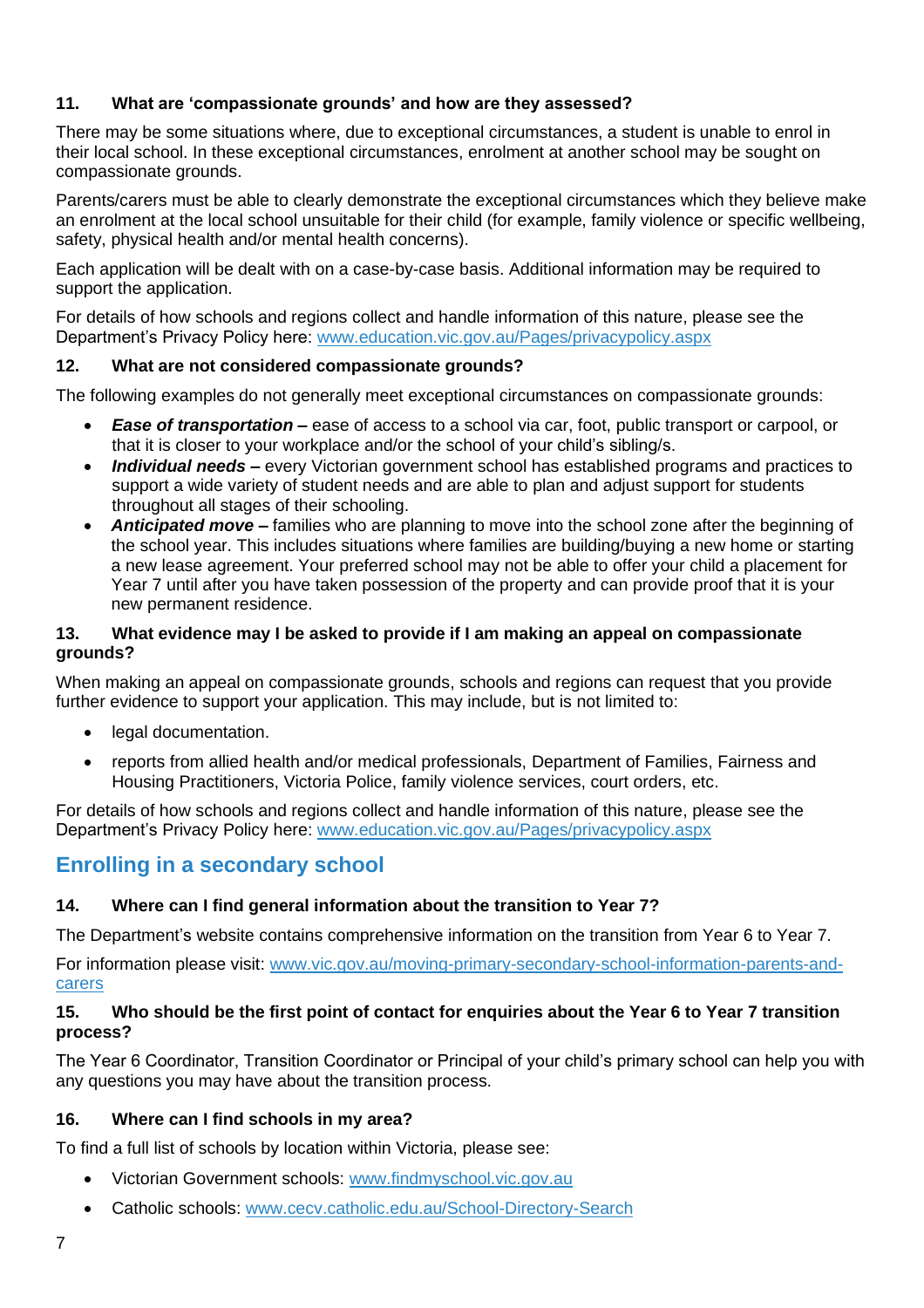### 11. What are 'compassionate grounds' and how are they assessed?

There may be some situations where, due to exceptional circumstances, a student is unable to enrol in their local school. In these exceptional circumstances, enrolment at another school may be sought on compassionate grounds.

Parents/carers must be able to clearly demonstrate the exceptional circumstances which they believe make an enrolment at the local school unsuitable for their child (for example, family violence or specific wellbeing, safety, physical health and/or mental health concerns).

Each application will be dealt with on a case-by-case basis. Additional information may be required to support the application.

For details of how schools and regions collect and handle information of this nature, please see the Department's Privacy Policy here: [www.education.vic.gov.au/Pages/privacypolicy.aspx](www.education.vic.gov.au/Pages/privacypolicy.aspx)

### 12. What are not considered compassionate grounds?

The following examples do not generally meet exceptional circumstances on compassionate grounds:

- ***Ease of transportation –*** ease of access to a school via car, foot, public transport or carpool, or that it is closer to your workplace and/or the school of your child's sibling/s.
- ***Individual needs –*** every Victorian government school has established programs and practices to support a wide variety of student needs and are able to plan and adjust support for students throughout all stages of their schooling.
- ***Anticipated move –*** families who are planning to move into the school zone after the beginning of the school year. This includes situations where families are building/buying a new home or starting a new lease agreement. Your preferred school may not be able to offer your child a placement for Year 7 until after you have taken possession of the property and can provide proof that it is your new permanent residence.

### 13. What evidence may I be asked to provide if I am making an appeal on compassionate grounds?

When making an appeal on compassionate grounds, schools and regions can request that you provide further evidence to support your application. This may include, but is not limited to:

- legal documentation.
- reports from allied health and/or medical professionals, Department of Families, Fairness and Housing Practitioners, Victoria Police, family violence services, court orders, etc.

For details of how schools and regions collect and handle information of this nature, please see the Department's Privacy Policy here: [www.education.vic.gov.au/Pages/privacypolicy.aspx](www.education.vic.gov.au/Pages/privacypolicy.aspx)

## Enrolling in a secondary school

### 14. Where can I find general information about the transition to Year 7?

The Department's website contains comprehensive information on the transition from Year 6 to Year 7.

For information please visit: [www.vic.gov.au/moving-primary-secondary-school-information-parents-and-carers](www.vic.gov.au/moving-primary-secondary-school-information-parents-and-carers)

### 15. Who should be the first point of contact for enquiries about the Year 6 to Year 7 transition process?

The Year 6 Coordinator, Transition Coordinator or Principal of your child's primary school can help you with any questions you may have about the transition process.

### 16. Where can I find schools in my area?

To find a full list of schools by location within Victoria, please see:

- Victorian Government schools: [www.findmyschool.vic.gov.au](www.findmyschool.vic.gov.au)
- Catholic schools: [www.cecv.catholic.edu.au/School-Directory-Search](www.cecv.catholic.edu.au/School-Directory-Search)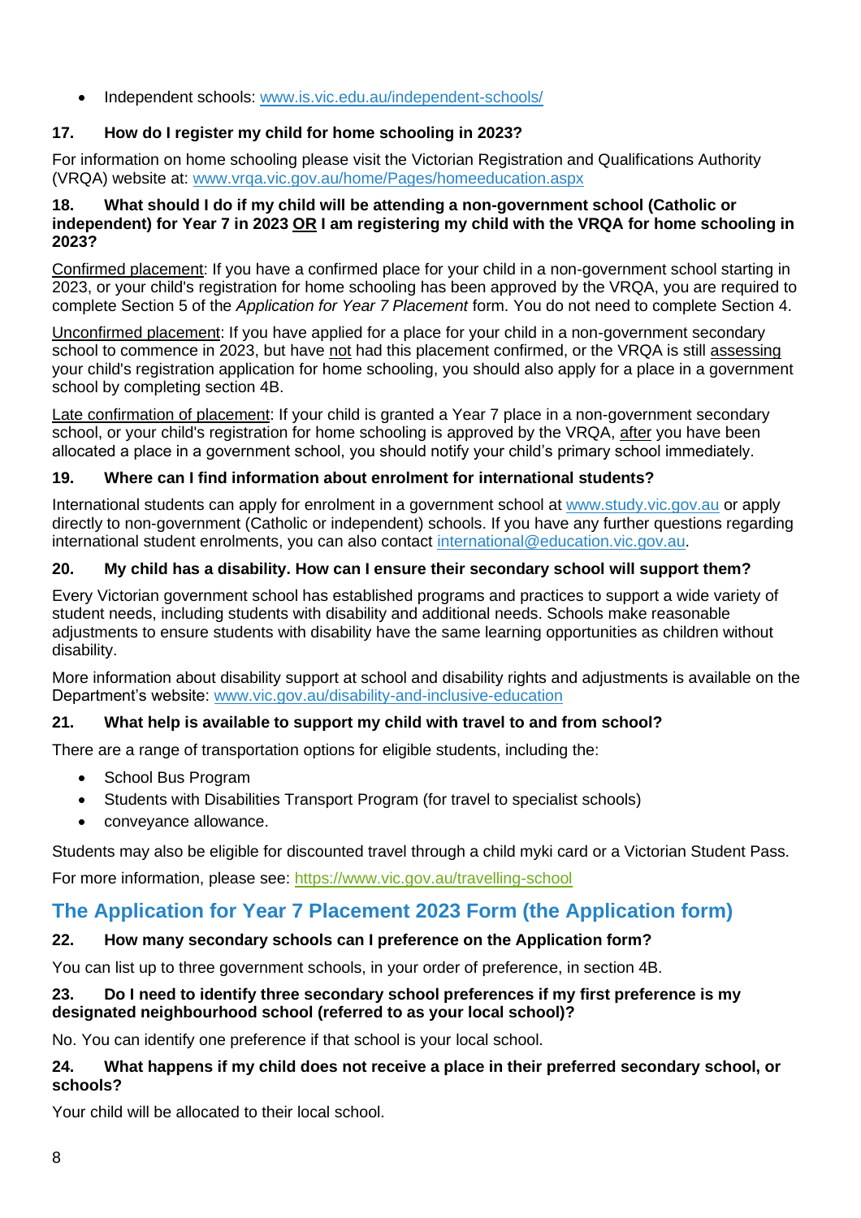- Independent schools: www.is.vic.edu.au/independent-schools/

### 17. How do I register my child for home schooling in 2023?

For information on home schooling please visit the Victorian Registration and Qualifications Authority (VRQA) website at: www.vrqa.vic.gov.au/home/Pages/homeeducation.aspx

### 18. What should I do if my child will be attending a non-government school (Catholic or independent) for Year 7 in 2023 OR I am registering my child with the VRQA for home schooling in 2023?

Confirmed placement: If you have a confirmed place for your child in a non-government school starting in 2023, or your child's registration for home schooling has been approved by the VRQA, you are required to complete Section 5 of the *Application for Year 7 Placement* form. You do not need to complete Section 4.

Unconfirmed placement: If you have applied for a place for your child in a non-government secondary school to commence in 2023, but have not had this placement confirmed, or the VRQA is still assessing your child's registration application for home schooling, you should also apply for a place in a government school by completing section 4B.

Late confirmation of placement: If your child is granted a Year 7 place in a non-government secondary school, or your child's registration for home schooling is approved by the VRQA, after you have been allocated a place in a government school, you should notify your child's primary school immediately.

### 19. Where can I find information about enrolment for international students?

International students can apply for enrolment in a government school at www.study.vic.gov.au or apply directly to non-government (Catholic or independent) schools. If you have any further questions regarding international student enrolments, you can also contact international@education.vic.gov.au.

### 20. My child has a disability. How can I ensure their secondary school will support them?

Every Victorian government school has established programs and practices to support a wide variety of student needs, including students with disability and additional needs. Schools make reasonable adjustments to ensure students with disability have the same learning opportunities as children without disability.

More information about disability support at school and disability rights and adjustments is available on the Department's website: www.vic.gov.au/disability-and-inclusive-education

### 21. What help is available to support my child with travel to and from school?

There are a range of transportation options for eligible students, including the:

- School Bus Program
- Students with Disabilities Transport Program (for travel to specialist schools)
- conveyance allowance.

Students may also be eligible for discounted travel through a child myki card or a Victorian Student Pass.

For more information, please see: https://www.vic.gov.au/travelling-school

## The Application for Year 7 Placement 2023 Form (the Application form)

### 22. How many secondary schools can I preference on the Application form?

You can list up to three government schools, in your order of preference, in section 4B.

### 23. Do I need to identify three secondary school preferences if my first preference is my designated neighbourhood school (referred to as your local school)?

No. You can identify one preference if that school is your local school.

### 24. What happens if my child does not receive a place in their preferred secondary school, or schools?

Your child will be allocated to their local school.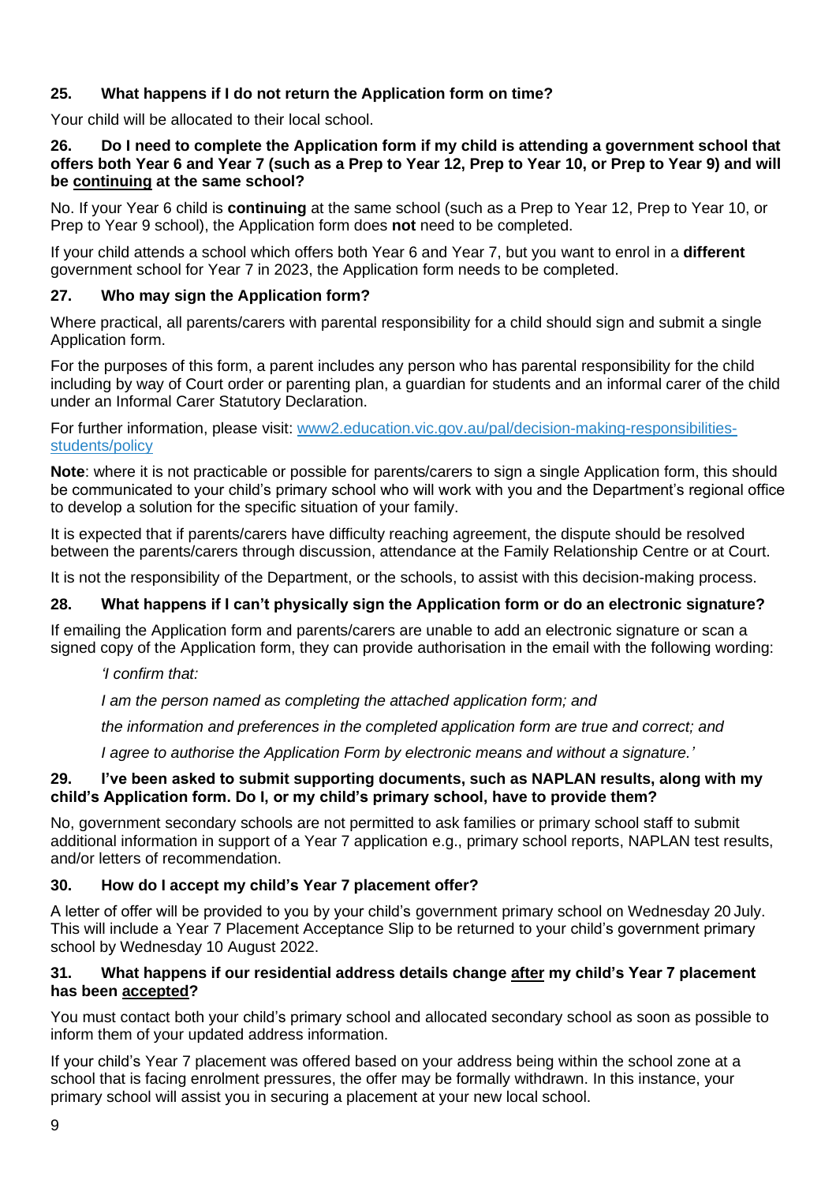### 25. What happens if I do not return the Application form on time?

Your child will be allocated to their local school.

### 26. Do I need to complete the Application form if my child is attending a government school that offers both Year 6 and Year 7 (such as a Prep to Year 12, Prep to Year 10, or Prep to Year 9) and will be continuing at the same school?

No. If your Year 6 child is **continuing** at the same school (such as a Prep to Year 12, Prep to Year 10, or Prep to Year 9 school), the Application form does **not** need to be completed.

If your child attends a school which offers both Year 6 and Year 7, but you want to enrol in a **different** government school for Year 7 in 2023, the Application form needs to be completed.

### 27. Who may sign the Application form?

Where practical, all parents/carers with parental responsibility for a child should sign and submit a single Application form.

For the purposes of this form, a parent includes any person who has parental responsibility for the child including by way of Court order or parenting plan, a guardian for students and an informal carer of the child under an Informal Carer Statutory Declaration.

For further information, please visit: [www2.education.vic.gov.au/pal/decision-making-responsibilities-students/policy](www2.education.vic.gov.au/pal/decision-making-responsibilities-students/policy)

**Note**: where it is not practicable or possible for parents/carers to sign a single Application form, this should be communicated to your child's primary school who will work with you and the Department's regional office to develop a solution for the specific situation of your family.

It is expected that if parents/carers have difficulty reaching agreement, the dispute should be resolved between the parents/carers through discussion, attendance at the Family Relationship Centre or at Court.

It is not the responsibility of the Department, or the schools, to assist with this decision-making process.

### 28. What happens if I can't physically sign the Application form or do an electronic signature?

If emailing the Application form and parents/carers are unable to add an electronic signature or scan a signed copy of the Application form, they can provide authorisation in the email with the following wording:

> *'I confirm that:*
>
> *I am the person named as completing the attached application form; and*
>
> *the information and preferences in the completed application form are true and correct; and*
>
> *I agree to authorise the Application Form by electronic means and without a signature.'*

### 29. I've been asked to submit supporting documents, such as NAPLAN results, along with my child's Application form. Do I, or my child's primary school, have to provide them?

No, government secondary schools are not permitted to ask families or primary school staff to submit additional information in support of a Year 7 application e.g., primary school reports, NAPLAN test results, and/or letters of recommendation.

### 30. How do I accept my child's Year 7 placement offer?

A letter of offer will be provided to you by your child's government primary school on Wednesday 20 July. This will include a Year 7 Placement Acceptance Slip to be returned to your child's government primary school by Wednesday 10 August 2022.

### 31. What happens if our residential address details change after my child's Year 7 placement has been accepted?

You must contact both your child's primary school and allocated secondary school as soon as possible to inform them of your updated address information.

If your child's Year 7 placement was offered based on your address being within the school zone at a school that is facing enrolment pressures, the offer may be formally withdrawn. In this instance, your primary school will assist you in securing a placement at your new local school.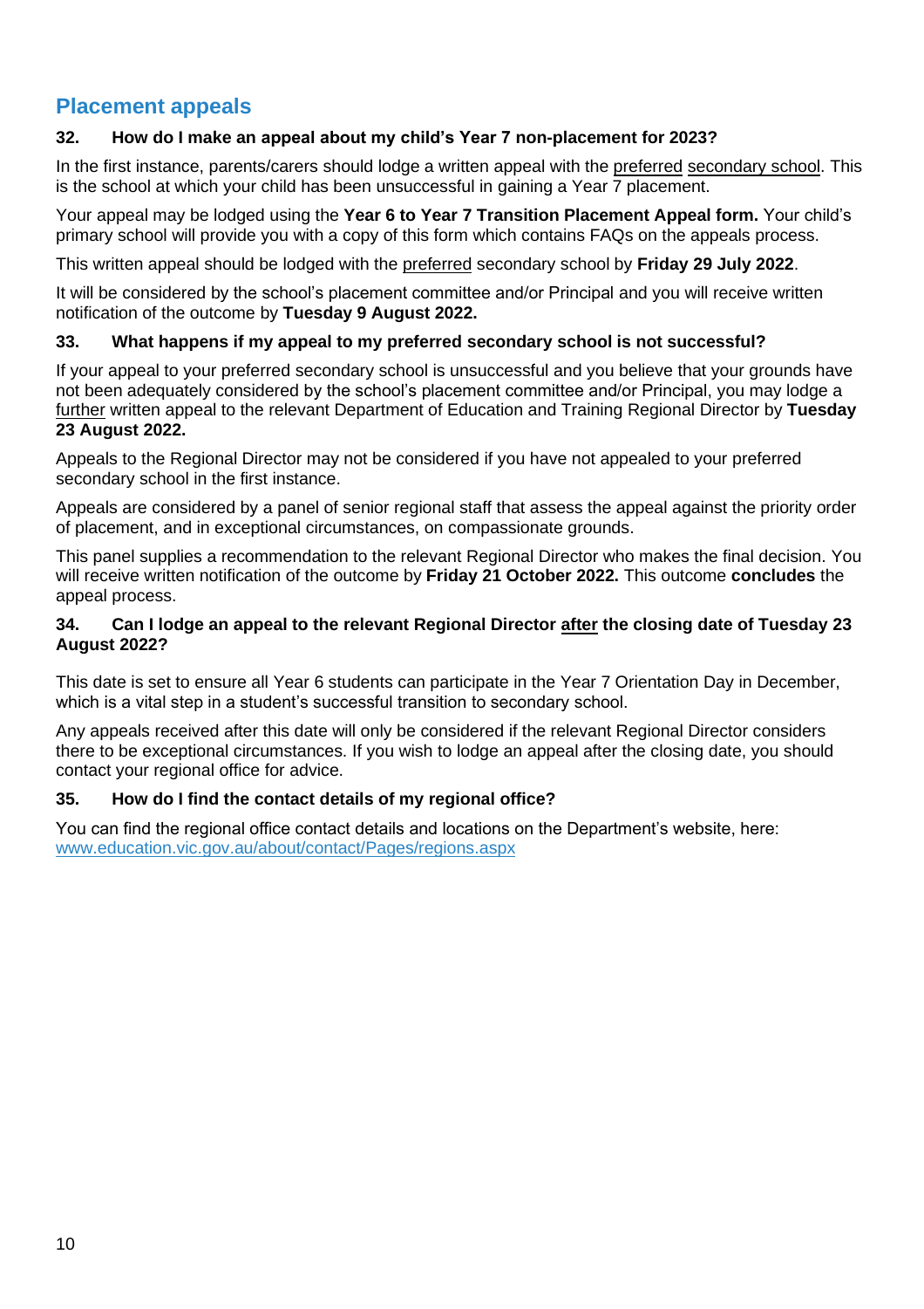## Placement appeals

### 32. How do I make an appeal about my child's Year 7 non-placement for 2023?

In the first instance, parents/carers should lodge a written appeal with the preferred secondary school. This is the school at which your child has been unsuccessful in gaining a Year 7 placement.

Your appeal may be lodged using the **Year 6 to Year 7 Transition Placement Appeal form.** Your child's primary school will provide you with a copy of this form which contains FAQs on the appeals process.

This written appeal should be lodged with the preferred secondary school by **Friday 29 July 2022**.

It will be considered by the school's placement committee and/or Principal and you will receive written notification of the outcome by **Tuesday 9 August 2022.**

### 33. What happens if my appeal to my preferred secondary school is not successful?

If your appeal to your preferred secondary school is unsuccessful and you believe that your grounds have not been adequately considered by the school's placement committee and/or Principal, you may lodge a further written appeal to the relevant Department of Education and Training Regional Director by **Tuesday 23 August 2022.**

Appeals to the Regional Director may not be considered if you have not appealed to your preferred secondary school in the first instance.

Appeals are considered by a panel of senior regional staff that assess the appeal against the priority order of placement, and in exceptional circumstances, on compassionate grounds.

This panel supplies a recommendation to the relevant Regional Director who makes the final decision. You will receive written notification of the outcome by **Friday 21 October 2022.** This outcome **concludes** the appeal process.

### 34. Can I lodge an appeal to the relevant Regional Director after the closing date of Tuesday 23 August 2022?

This date is set to ensure all Year 6 students can participate in the Year 7 Orientation Day in December, which is a vital step in a student's successful transition to secondary school.

Any appeals received after this date will only be considered if the relevant Regional Director considers there to be exceptional circumstances. If you wish to lodge an appeal after the closing date, you should contact your regional office for advice.

### 35. How do I find the contact details of my regional office?

You can find the regional office contact details and locations on the Department's website, here: [www.education.vic.gov.au/about/contact/Pages/regions.aspx](http://www.education.vic.gov.au/about/contact/Pages/regions.aspx)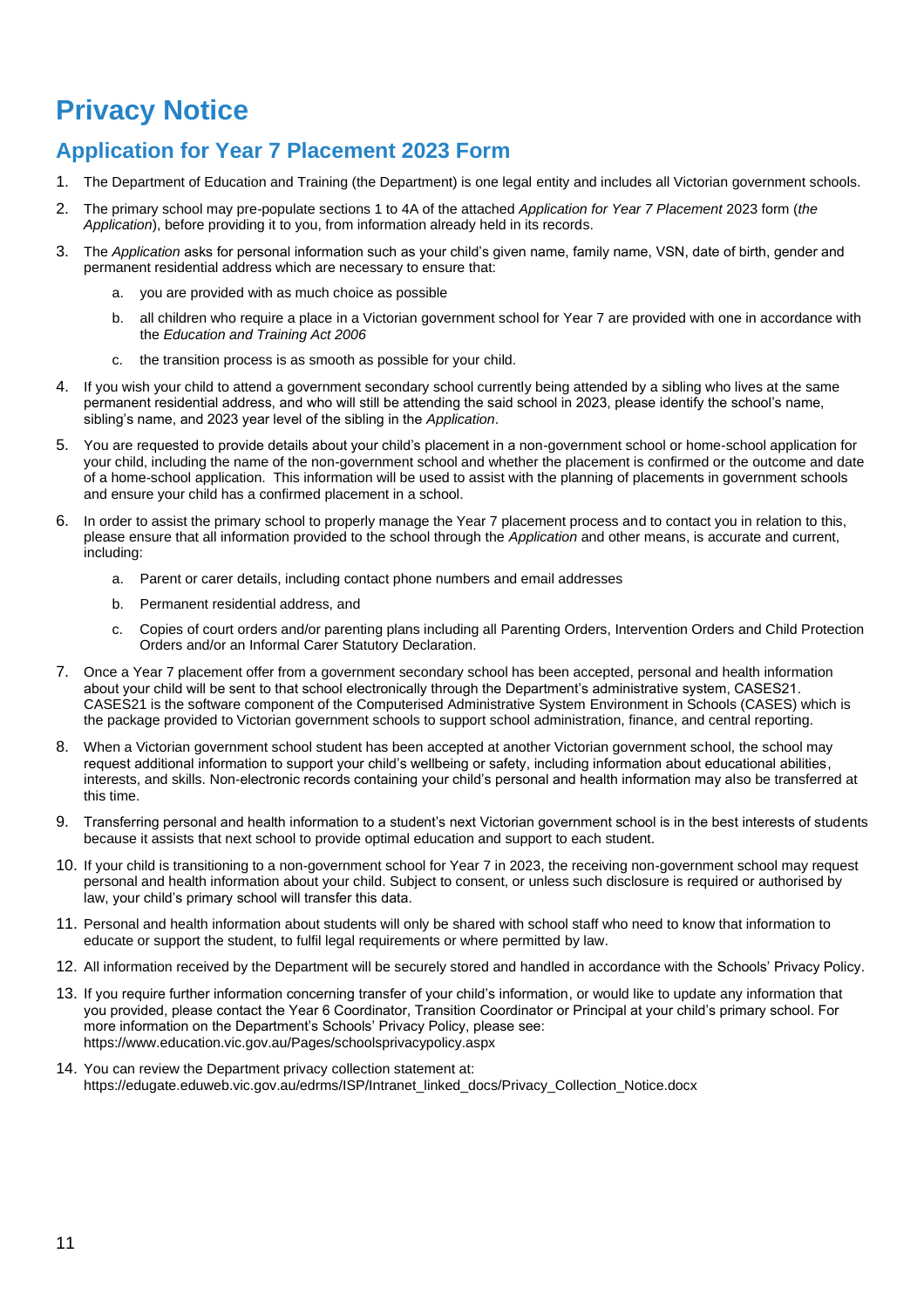# Privacy Notice

## Application for Year 7 Placement 2023 Form

1. The Department of Education and Training (the Department) is one legal entity and includes all Victorian government schools.
2. The primary school may pre-populate sections 1 to 4A of the attached *Application for Year 7 Placement* 2023 form (*the Application*), before providing it to you, from information already held in its records.
3. The *Application* asks for personal information such as your child's given name, family name, VSN, date of birth, gender and permanent residential address which are necessary to ensure that:
    a. you are provided with as much choice as possible
    b. all children who require a place in a Victorian government school for Year 7 are provided with one in accordance with the *Education and Training Act 2006*
    c. the transition process is as smooth as possible for your child.
4. If you wish your child to attend a government secondary school currently being attended by a sibling who lives at the same permanent residential address, and who will still be attending the said school in 2023, please identify the school's name, sibling's name, and 2023 year level of the sibling in the *Application*.
5. You are requested to provide details about your child's placement in a non-government school or home-school application for your child, including the name of the non-government school and whether the placement is confirmed or the outcome and date of a home-school application. This information will be used to assist with the planning of placements in government schools and ensure your child has a confirmed placement in a school.
6. In order to assist the primary school to properly manage the Year 7 placement process and to contact you in relation to this, please ensure that all information provided to the school through the *Application* and other means, is accurate and current, including:
    a. Parent or carer details, including contact phone numbers and email addresses
    b. Permanent residential address, and
    c. Copies of court orders and/or parenting plans including all Parenting Orders, Intervention Orders and Child Protection Orders and/or an Informal Carer Statutory Declaration.
7. Once a Year 7 placement offer from a government secondary school has been accepted, personal and health information about your child will be sent to that school electronically through the Department's administrative system, CASES21. CASES21 is the software component of the Computerised Administrative System Environment in Schools (CASES) which is the package provided to Victorian government schools to support school administration, finance, and central reporting.
8. When a Victorian government school student has been accepted at another Victorian government school, the school may request additional information to support your child's wellbeing or safety, including information about educational abilities, interests, and skills. Non-electronic records containing your child's personal and health information may also be transferred at this time.
9. Transferring personal and health information to a student's next Victorian government school is in the best interests of students because it assists that next school to provide optimal education and support to each student.
10. If your child is transitioning to a non-government school for Year 7 in 2023, the receiving non-government school may request personal and health information about your child. Subject to consent, or unless such disclosure is required or authorised by law, your child's primary school will transfer this data.
11. Personal and health information about students will only be shared with school staff who need to know that information to educate or support the student, to fulfil legal requirements or where permitted by law.
12. All information received by the Department will be securely stored and handled in accordance with the Schools' Privacy Policy.
13. If you require further information concerning transfer of your child's information, or would like to update any information that you provided, please contact the Year 6 Coordinator, Transition Coordinator or Principal at your child's primary school. For more information on the Department's Schools' Privacy Policy, please see: https://www.education.vic.gov.au/Pages/schoolsprivacypolicy.aspx
14. You can review the Department privacy collection statement at: https://edugate.eduweb.vic.gov.au/edrms/ISP/Intranet_linked_docs/Privacy_Collection_Notice.docx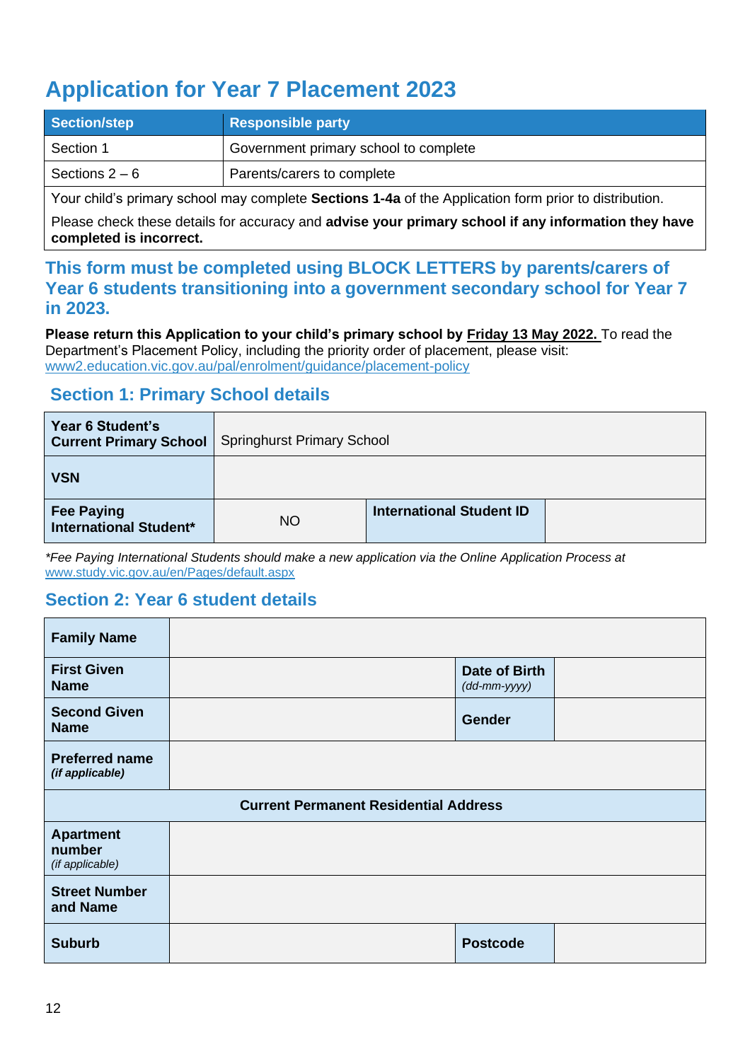# Application for Year 7 Placement 2023

| Section/step | Responsible party |
|---|---|
| Section 1 | Government primary school to complete |
| Sections 2 – 6 | Parents/carers to complete |

Your child's primary school may complete **Sections 1-4a** of the Application form prior to distribution.

Please check these details for accuracy and **advise your primary school if any information they have completed is incorrect.**

## This form must be completed using BLOCK LETTERS by parents/carers of Year 6 students transitioning into a government secondary school for Year 7 in 2023.

**Please return this Application to your child's primary school by Friday 13 May 2022.** To read the Department's Placement Policy, including the priority order of placement, please visit: www2.education.vic.gov.au/pal/enrolment/guidance/placement-policy

### Section 1: Primary School details

| **Year 6 Student's Current Primary School** | Springhurst Primary School | | |
|---|---|---|---|
| **VSN** | | | |
| **Fee Paying International Student*** | NO | **International Student ID** | |

*\*Fee Paying International Students should make a new application via the Online Application Process at www.study.vic.gov.au/en/Pages/default.aspx*

### Section 2: Year 6 student details

| **Family Name** | | | |
|---|---|---|---|
| **First Given Name** | | **Date of Birth** *(dd-mm-yyyy)* | |
| **Second Given Name** | | **Gender** | |
| **Preferred name** *(if applicable)* | | | |
| **Current Permanent Residential Address** | | | |
| **Apartment number** *(if applicable)* | | | |
| **Street Number and Name** | | | |
| **Suburb** | | **Postcode** | |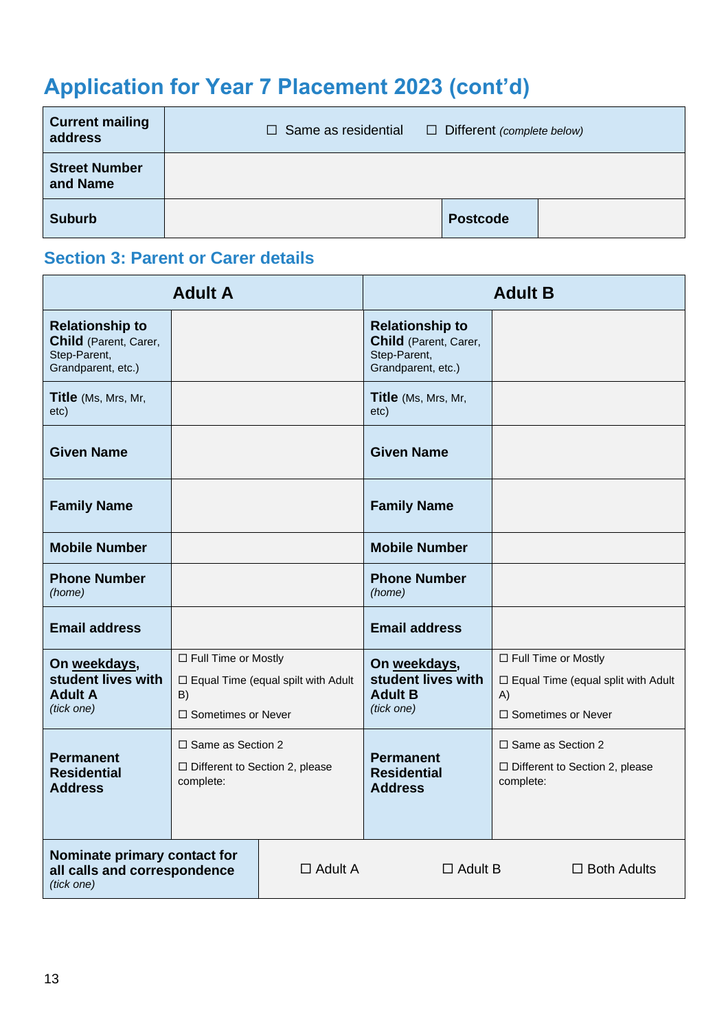# Application for Year 7 Placement 2023 (cont'd)

| **Current mailing address** | ☐ Same as residential ☐ Different *(complete below)* | | |
|---|---|---|---|
| **Street Number and Name** | | | |
| **Suburb** | | **Postcode** | |

## Section 3: Parent or Carer details

| **Adult A** | | **Adult B** | |
|---|---|---|---|
| **Relationship to Child** (Parent, Carer, Step-Parent, Grandparent, etc.) | | **Relationship to Child** (Parent, Carer, Step-Parent, Grandparent, etc.) | |
| **Title** (Ms, Mrs, Mr, etc) | | **Title** (Ms, Mrs, Mr, etc) | |
| **Given Name** | | **Given Name** | |
| **Family Name** | | **Family Name** | |
| **Mobile Number** | | **Mobile Number** | |
| **Phone Number** *(home)* | | **Phone Number** *(home)* | |
| **Email address** | | **Email address** | |
| **On weekdays, student lives with Adult A** *(tick one)* | ☐ Full Time or Mostly<br>☐ Equal Time (equal spilt with Adult B)<br>☐ Sometimes or Never | **On weekdays, student lives with Adult B** *(tick one)* | ☐ Full Time or Mostly<br>☐ Equal Time (equal split with Adult A)<br>☐ Sometimes or Never |
| **Permanent Residential Address** | ☐ Same as Section 2<br>☐ Different to Section 2, please complete: | **Permanent Residential Address** | ☐ Same as Section 2<br>☐ Different to Section 2, please complete: |

| **Nominate primary contact for all calls and correspondence** *(tick one)* | ☐ Adult A | ☐ Adult B | ☐ Both Adults |
|---|---|---|---|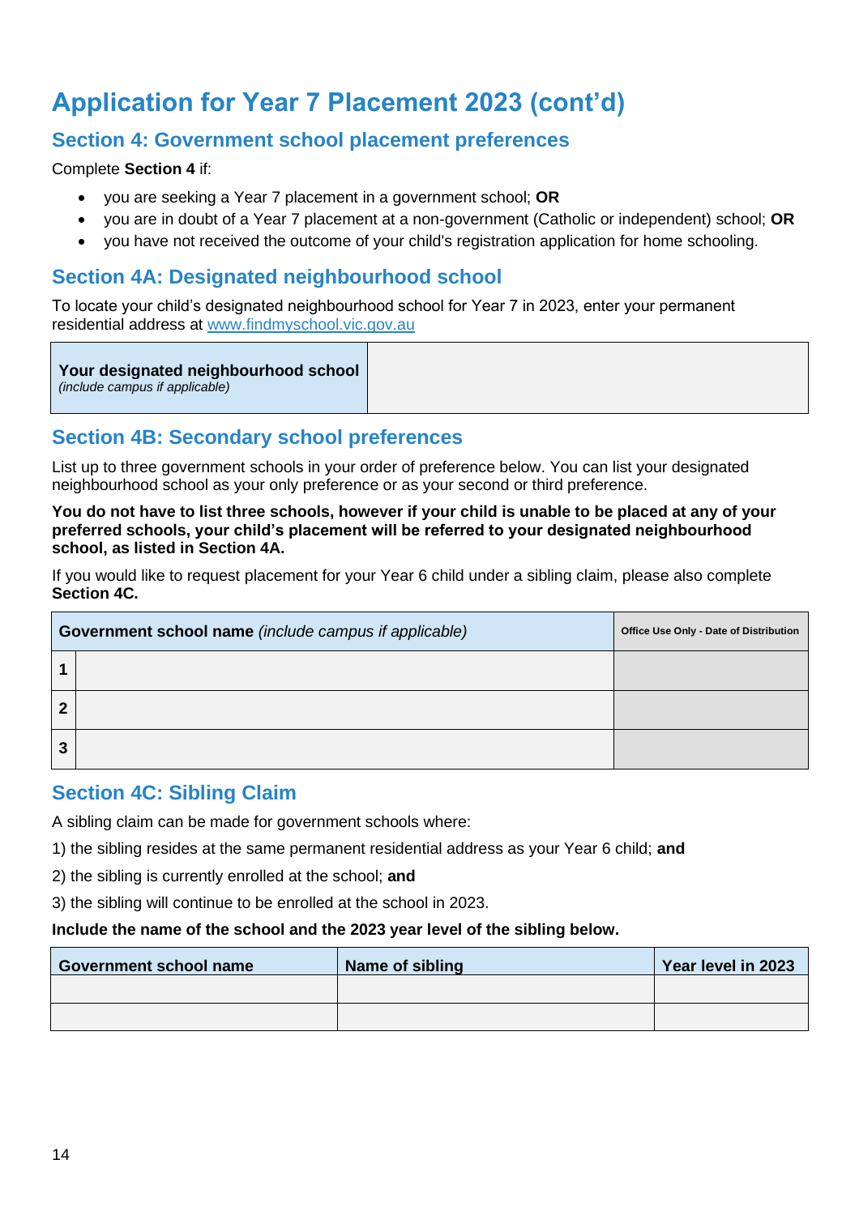# Application for Year 7 Placement 2023 (cont'd)

## Section 4: Government school placement preferences

Complete **Section 4** if:

- you are seeking a Year 7 placement in a government school; **OR**
- you are in doubt of a Year 7 placement at a non-government (Catholic or independent) school; **OR**
- you have not received the outcome of your child's registration application for home schooling.

## Section 4A: Designated neighbourhood school

To locate your child's designated neighbourhood school for Year 7 in 2023, enter your permanent residential address at www.findmyschool.vic.gov.au

| **Your designated neighbourhood school** *(include campus if applicable)* | |
|---|---|

## Section 4B: Secondary school preferences

List up to three government schools in your order of preference below. You can list your designated neighbourhood school as your only preference or as your second or third preference.

**You do not have to list three schools, however if your child is unable to be placed at any of your preferred schools, your child's placement will be referred to your designated neighbourhood school, as listed in Section 4A.**

If you would like to request placement for your Year 6 child under a sibling claim, please also complete **Section 4C.**

| | **Government school name** *(include campus if applicable)* | **Office Use Only - Date of Distribution** |
|---|---|---|
| **1** | | |
| **2** | | |
| **3** | | |

## Section 4C: Sibling Claim

A sibling claim can be made for government schools where:

1) the sibling resides at the same permanent residential address as your Year 6 child; **and**

2) the sibling is currently enrolled at the school; **and**

3) the sibling will continue to be enrolled at the school in 2023.

**Include the name of the school and the 2023 year level of the sibling below.**

| Government school name | Name of sibling | Year level in 2023 |
|---|---|---|
| | | |
| | | |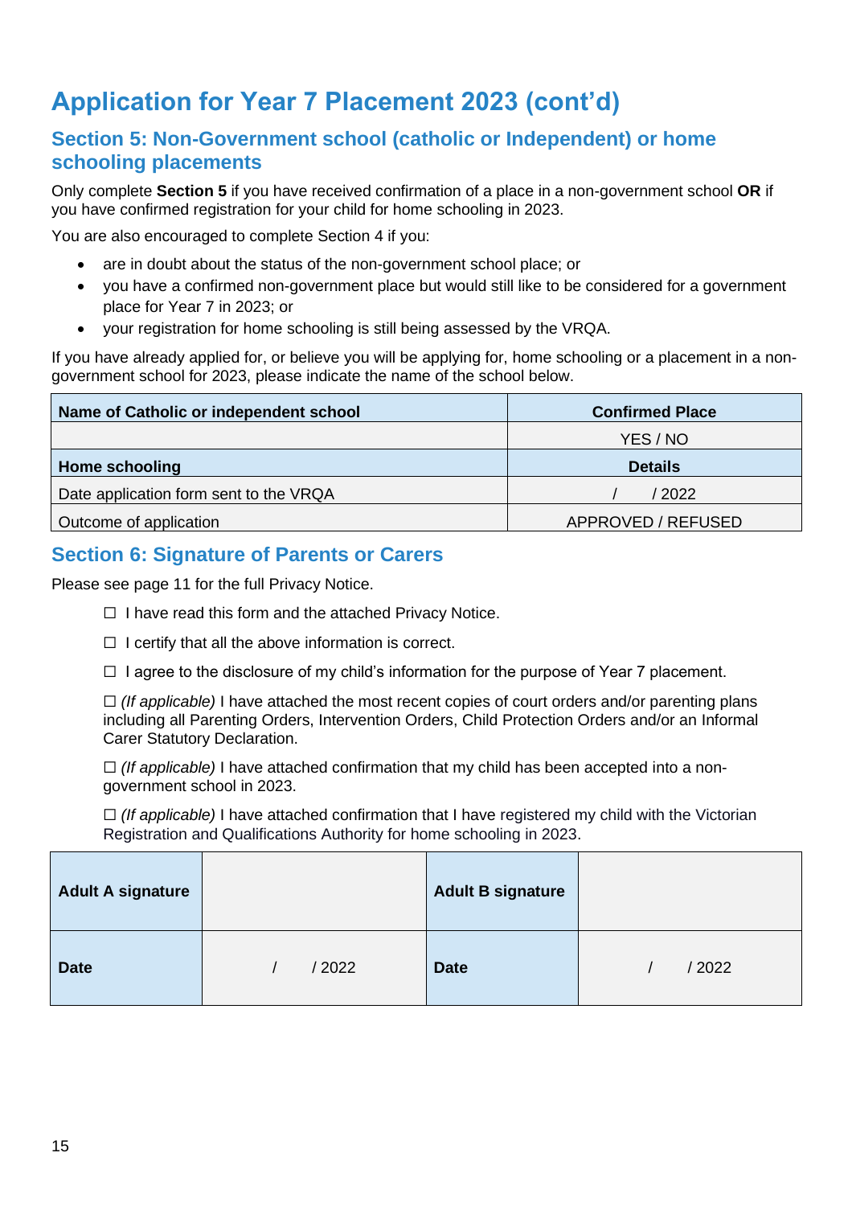# Application for Year 7 Placement 2023 (cont'd)

## Section 5: Non-Government school (catholic or Independent) or home schooling placements

Only complete **Section 5** if you have received confirmation of a place in a non-government school **OR** if you have confirmed registration for your child for home schooling in 2023.

You are also encouraged to complete Section 4 if you:

- are in doubt about the status of the non-government school place; or
- you have a confirmed non-government place but would still like to be considered for a government place for Year 7 in 2023; or
- your registration for home schooling is still being assessed by the VRQA.

If you have already applied for, or believe you will be applying for, home schooling or a placement in a non-government school for 2023, please indicate the name of the school below.

| Name of Catholic or independent school | Confirmed Place |
|---|---|
| | YES / NO |
| **Home schooling** | **Details** |
| Date application form sent to the VRQA | / / 2022 |
| Outcome of application | APPROVED / REFUSED |

## Section 6: Signature of Parents or Carers

Please see page 11 for the full Privacy Notice.

☐ I have read this form and the attached Privacy Notice.

☐ I certify that all the above information is correct.

☐ I agree to the disclosure of my child's information for the purpose of Year 7 placement.

☐ *(If applicable)* I have attached the most recent copies of court orders and/or parenting plans including all Parenting Orders, Intervention Orders, Child Protection Orders and/or an Informal Carer Statutory Declaration.

☐ *(If applicable)* I have attached confirmation that my child has been accepted into a non-government school in 2023.

☐ *(If applicable)* I have attached confirmation that I have registered my child with the Victorian Registration and Qualifications Authority for home schooling in 2023.

| | | | |
|---|---|---|---|
| **Adult A signature** | | **Adult B signature** | |
| **Date** | / / 2022 | **Date** | / / 2022 |